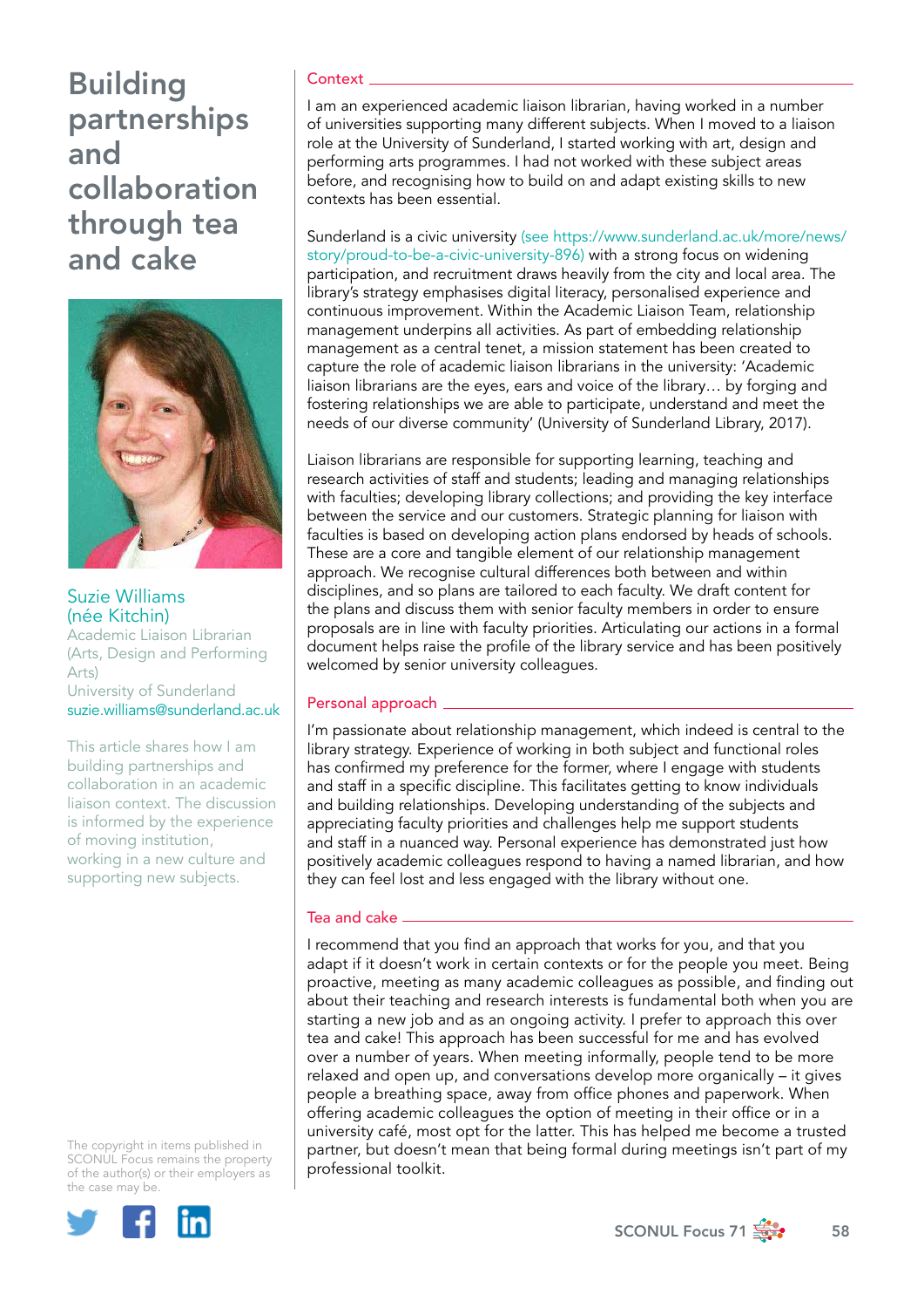# Building partnerships and collaboration through tea and cake

**Suzie Williams (née Kitchin)**
Academic Liaison Librarian (Arts, Design and Performing Arts)
University of Sunderland
suzie.williams@sunderland.ac.uk

This article shares how I am building partnerships and collaboration in an academic liaison context. The discussion is informed by the experience of moving institution, working in a new culture and supporting new subjects.

## Context

I am an experienced academic liaison librarian, having worked in a number of universities supporting many different subjects. When I moved to a liaison role at the University of Sunderland, I started working with art, design and performing arts programmes. I had not worked with these subject areas before, and recognising how to build on and adapt existing skills to new contexts has been essential.

Sunderland is a civic university (see https://www.sunderland.ac.uk/more/news/story/proud-to-be-a-civic-university-896) with a strong focus on widening participation, and recruitment draws heavily from the city and local area. The library's strategy emphasises digital literacy, personalised experience and continuous improvement. Within the Academic Liaison Team, relationship management underpins all activities. As part of embedding relationship management as a central tenet, a mission statement has been created to capture the role of academic liaison librarians in the university: 'Academic liaison librarians are the eyes, ears and voice of the library… by forging and fostering relationships we are able to participate, understand and meet the needs of our diverse community' (University of Sunderland Library, 2017).

Liaison librarians are responsible for supporting learning, teaching and research activities of staff and students; leading and managing relationships with faculties; developing library collections; and providing the key interface between the service and our customers. Strategic planning for liaison with faculties is based on developing action plans endorsed by heads of schools. These are a core and tangible element of our relationship management approach. We recognise cultural differences both between and within disciplines, and so plans are tailored to each faculty. We draft content for the plans and discuss them with senior faculty members in order to ensure proposals are in line with faculty priorities. Articulating our actions in a formal document helps raise the profile of the library service and has been positively welcomed by senior university colleagues.

## Personal approach

I'm passionate about relationship management, which indeed is central to the library strategy. Experience of working in both subject and functional roles has confirmed my preference for the former, where I engage with students and staff in a specific discipline. This facilitates getting to know individuals and building relationships. Developing understanding of the subjects and appreciating faculty priorities and challenges help me support students and staff in a nuanced way. Personal experience has demonstrated just how positively academic colleagues respond to having a named librarian, and how they can feel lost and less engaged with the library without one.

## Tea and cake

I recommend that you find an approach that works for you, and that you adapt if it doesn't work in certain contexts or for the people you meet. Being proactive, meeting as many academic colleagues as possible, and finding out about their teaching and research interests is fundamental both when you are starting a new job and as an ongoing activity. I prefer to approach this over tea and cake! This approach has been successful for me and has evolved over a number of years. When meeting informally, people tend to be more relaxed and open up, and conversations develop more organically – it gives people a breathing space, away from office phones and paperwork. When offering academic colleagues the option of meeting in their office or in a university café, most opt for the latter. This has helped me become a trusted partner, but doesn't mean that being formal during meetings isn't part of my professional toolkit.

The copyright in items published in SCONUL Focus remains the property of the author(s) or their employers as the case may be.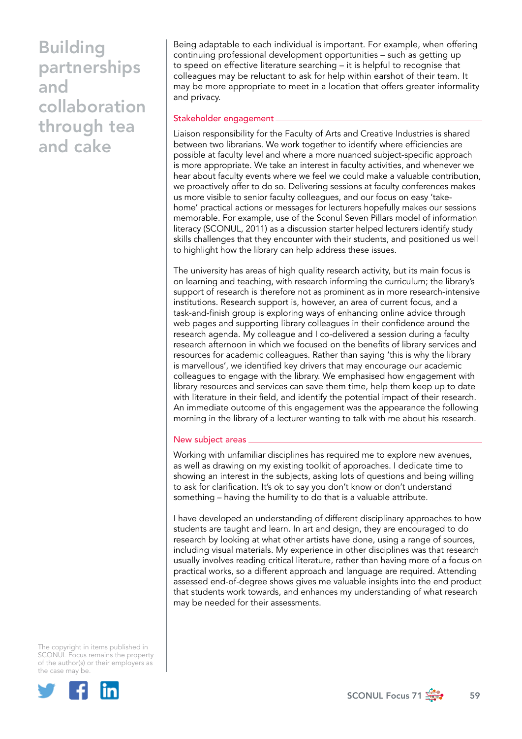Being adaptable to each individual is important. For example, when offering continuing professional development opportunities – such as getting up to speed on effective literature searching – it is helpful to recognise that colleagues may be reluctant to ask for help within earshot of their team. It may be more appropriate to meet in a location that offers greater informality and privacy.

## Stakeholder engagement

Liaison responsibility for the Faculty of Arts and Creative Industries is shared between two librarians. We work together to identify where efficiencies are possible at faculty level and where a more nuanced subject-specific approach is more appropriate. We take an interest in faculty activities, and whenever we hear about faculty events where we feel we could make a valuable contribution, we proactively offer to do so. Delivering sessions at faculty conferences makes us more visible to senior faculty colleagues, and our focus on easy 'take-home' practical actions or messages for lecturers hopefully makes our sessions memorable. For example, use of the Sconul Seven Pillars model of information literacy (SCONUL, 2011) as a discussion starter helped lecturers identify study skills challenges that they encounter with their students, and positioned us well to highlight how the library can help address these issues.

The university has areas of high quality research activity, but its main focus is on learning and teaching, with research informing the curriculum; the library's support of research is therefore not as prominent as in more research-intensive institutions. Research support is, however, an area of current focus, and a task-and-finish group is exploring ways of enhancing online advice through web pages and supporting library colleagues in their confidence around the research agenda. My colleague and I co-delivered a session during a faculty research afternoon in which we focused on the benefits of library services and resources for academic colleagues. Rather than saying 'this is why the library is marvellous', we identified key drivers that may encourage our academic colleagues to engage with the library. We emphasised how engagement with library resources and services can save them time, help them keep up to date with literature in their field, and identify the potential impact of their research. An immediate outcome of this engagement was the appearance the following morning in the library of a lecturer wanting to talk with me about his research.

## New subject areas

Working with unfamiliar disciplines has required me to explore new avenues, as well as drawing on my existing toolkit of approaches. I dedicate time to showing an interest in the subjects, asking lots of questions and being willing to ask for clarification. It's ok to say you don't know or don't understand something – having the humility to do that is a valuable attribute.

I have developed an understanding of different disciplinary approaches to how students are taught and learn. In art and design, they are encouraged to do research by looking at what other artists have done, using a range of sources, including visual materials. My experience in other disciplines was that research usually involves reading critical literature, rather than having more of a focus on practical works, so a different approach and language are required. Attending assessed end-of-degree shows gives me valuable insights into the end product that students work towards, and enhances my understanding of what research may be needed for their assessments.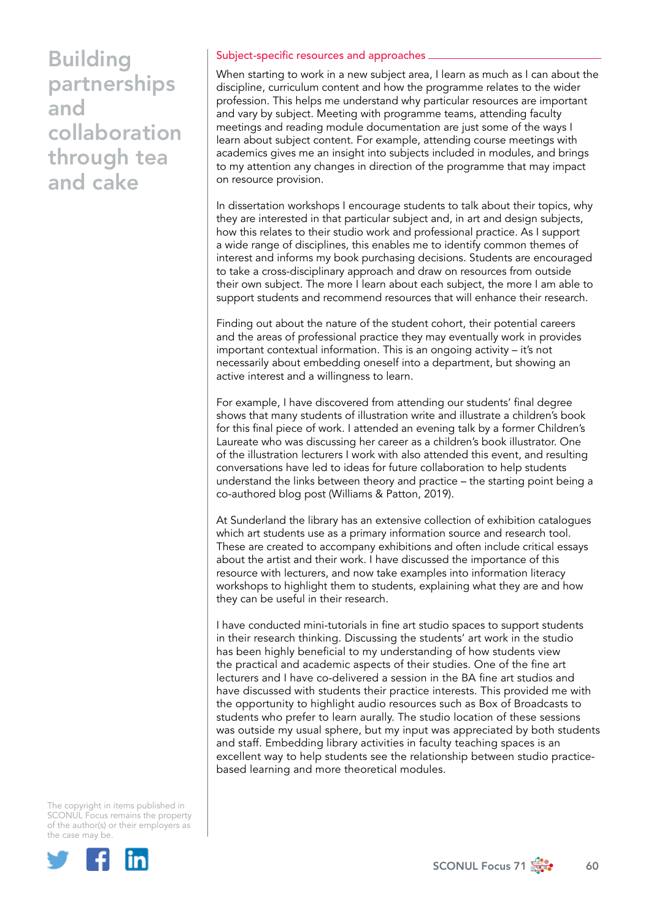## Subject-specific resources and approaches

When starting to work in a new subject area, I learn as much as I can about the discipline, curriculum content and how the programme relates to the wider profession. This helps me understand why particular resources are important and vary by subject. Meeting with programme teams, attending faculty meetings and reading module documentation are just some of the ways I learn about subject content. For example, attending course meetings with academics gives me an insight into subjects included in modules, and brings to my attention any changes in direction of the programme that may impact on resource provision.

In dissertation workshops I encourage students to talk about their topics, why they are interested in that particular subject and, in art and design subjects, how this relates to their studio work and professional practice. As I support a wide range of disciplines, this enables me to identify common themes of interest and informs my book purchasing decisions. Students are encouraged to take a cross-disciplinary approach and draw on resources from outside their own subject. The more I learn about each subject, the more I am able to support students and recommend resources that will enhance their research.

Finding out about the nature of the student cohort, their potential careers and the areas of professional practice they may eventually work in provides important contextual information. This is an ongoing activity – it's not necessarily about embedding oneself into a department, but showing an active interest and a willingness to learn.

For example, I have discovered from attending our students' final degree shows that many students of illustration write and illustrate a children's book for this final piece of work. I attended an evening talk by a former Children's Laureate who was discussing her career as a children's book illustrator. One of the illustration lecturers I work with also attended this event, and resulting conversations have led to ideas for future collaboration to help students understand the links between theory and practice – the starting point being a co-authored blog post (Williams & Patton, 2019).

At Sunderland the library has an extensive collection of exhibition catalogues which art students use as a primary information source and research tool. These are created to accompany exhibitions and often include critical essays about the artist and their work. I have discussed the importance of this resource with lecturers, and now take examples into information literacy workshops to highlight them to students, explaining what they are and how they can be useful in their research.

I have conducted mini-tutorials in fine art studio spaces to support students in their research thinking. Discussing the students' art work in the studio has been highly beneficial to my understanding of how students view the practical and academic aspects of their studies. One of the fine art lecturers and I have co-delivered a session in the BA fine art studios and have discussed with students their practice interests. This provided me with the opportunity to highlight audio resources such as Box of Broadcasts to students who prefer to learn aurally. The studio location of these sessions was outside my usual sphere, but my input was appreciated by both students and staff. Embedding library activities in faculty teaching spaces is an excellent way to help students see the relationship between studio practice-based learning and more theoretical modules.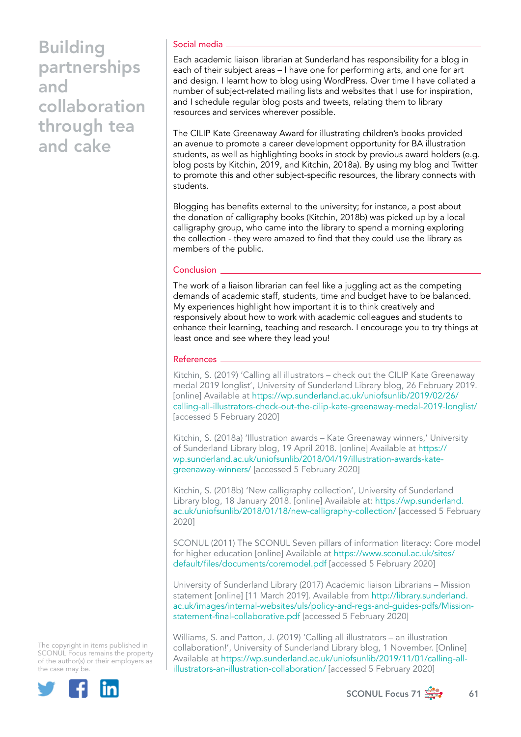# Building partnerships and collaboration through tea and cake

## Social media

Each academic liaison librarian at Sunderland has responsibility for a blog in each of their subject areas – I have one for performing arts, and one for art and design. I learnt how to blog using WordPress. Over time I have collated a number of subject-related mailing lists and websites that I use for inspiration, and I schedule regular blog posts and tweets, relating them to library resources and services wherever possible.

The CILIP Kate Greenaway Award for illustrating children's books provided an avenue to promote a career development opportunity for BA illustration students, as well as highlighting books in stock by previous award holders (e.g. blog posts by Kitchin, 2019, and Kitchin, 2018a). By using my blog and Twitter to promote this and other subject-specific resources, the library connects with students.

Blogging has benefits external to the university; for instance, a post about the donation of calligraphy books (Kitchin, 2018b) was picked up by a local calligraphy group, who came into the library to spend a morning exploring the collection - they were amazed to find that they could use the library as members of the public.

## Conclusion

The work of a liaison librarian can feel like a juggling act as the competing demands of academic staff, students, time and budget have to be balanced. My experiences highlight how important it is to think creatively and responsively about how to work with academic colleagues and students to enhance their learning, teaching and research. I encourage you to try things at least once and see where they lead you!

## References

Kitchin, S. (2019) 'Calling all illustrators – check out the CILIP Kate Greenaway medal 2019 longlist', University of Sunderland Library blog, 26 February 2019. [online] Available at https://wp.sunderland.ac.uk/uniofsunlib/2019/02/26/calling-all-illustrators-check-out-the-cilip-kate-greenaway-medal-2019-longlist/ [accessed 5 February 2020]

Kitchin, S. (2018a) 'Illustration awards – Kate Greenaway winners,' University of Sunderland Library blog, 19 April 2018. [online] Available at https://wp.sunderland.ac.uk/uniofsunlib/2018/04/19/illustration-awards-kate-greenaway-winners/ [accessed 5 February 2020]

Kitchin, S. (2018b) 'New calligraphy collection', University of Sunderland Library blog, 18 January 2018. [online] Available at: https://wp.sunderland.ac.uk/uniofsunlib/2018/01/18/new-calligraphy-collection/ [accessed 5 February 2020]

SCONUL (2011) The SCONUL Seven pillars of information literacy: Core model for higher education [online] Available at https://www.sconul.ac.uk/sites/default/files/documents/coremodel.pdf [accessed 5 February 2020]

University of Sunderland Library (2017) Academic liaison Librarians – Mission statement [online] [11 March 2019]. Available from http://library.sunderland.ac.uk/images/internal-websites/uls/policy-and-regs-and-guides-pdfs/Mission-statement-final-collaborative.pdf [accessed 5 February 2020]

Williams, S. and Patton, J. (2019) 'Calling all illustrators – an illustration collaboration!', University of Sunderland Library blog, 1 November. [Online] Available at https://wp.sunderland.ac.uk/uniofsunlib/2019/11/01/calling-all-illustrators-an-illustration-collaboration/ [accessed 5 February 2020]

The copyright in items published in SCONUL Focus remains the property of the author(s) or their employers as the case may be.